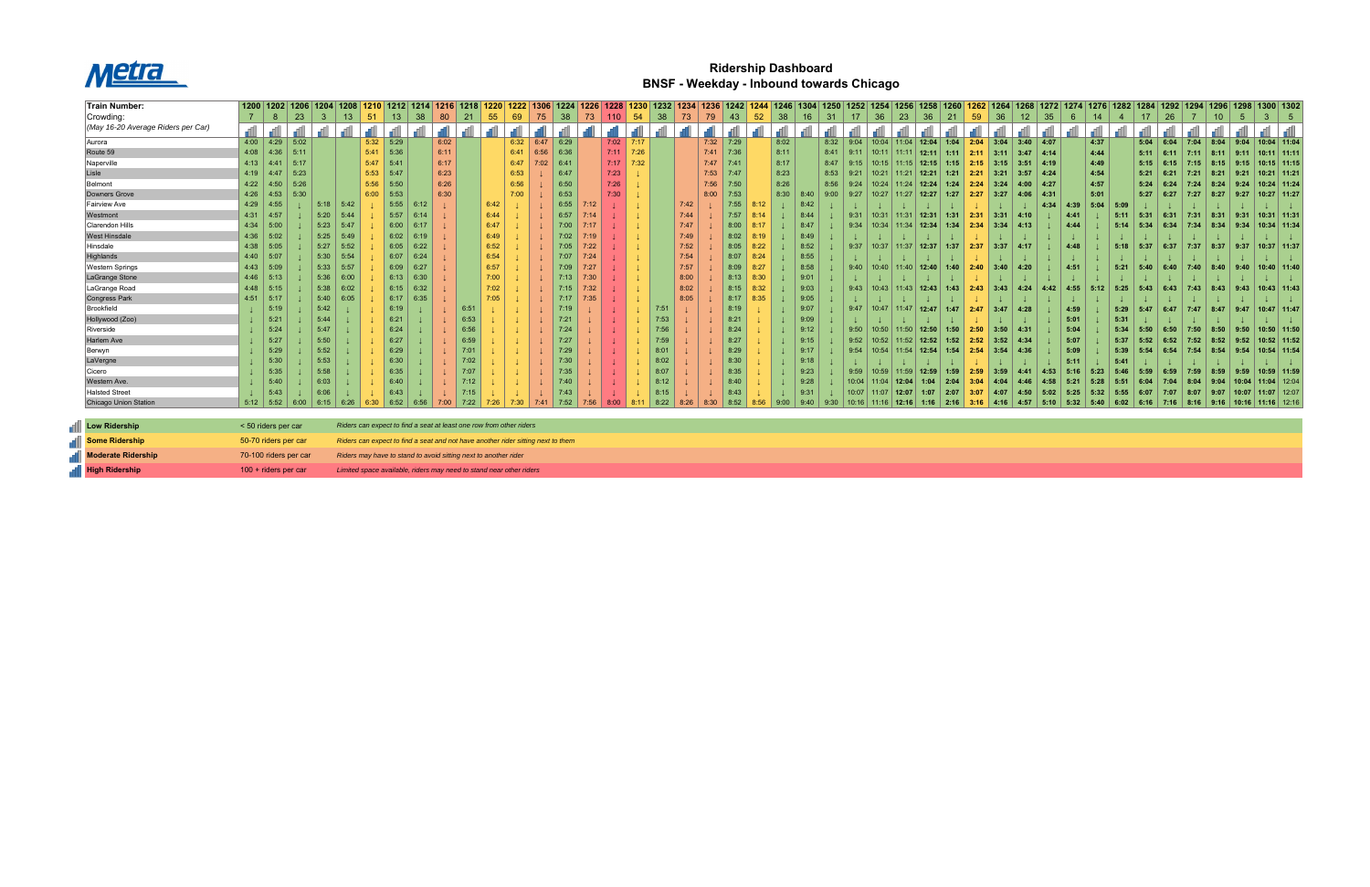# Ridership Dashboard

## BNSF - Weekday - Inbound towards Chicago

| Train Number: | 1200 | 1202 | 1206 | 1204 | 1208 | 1210 | 1212 | 1214 | 1216 | 1218 | 1220 | 1222 | 1306 | 1224 | 1226 | 1228 | 1230 | 1232 | 1234 | 1236 | 1242 | 1244 | 1246 | 1304 | 1250 | 1252 | 1254 | 1256 | 1258 | 1260 | 1262 | 1264 | 1268 | 1272 | 1274 | 1276 | 1282 | 1284 | 1292 | 1294 | 1296 | 1298 | 1300 | 1302 |
|---|---|---|---|---|---|---|---|---|---|---|---|---|---|---|---|---|---|---|---|---|---|---|---|---|---|---|---|---|---|---|---|---|---|---|---|---|---|---|---|---|---|---|---|---|
| Crowding: | 7 | 8 | 23 | 3 | 13 | 51 | 13 | 38 | 80 | 21 | 55 | 69 | 75 | 38 | 73 | 110 | 54 | 38 | 73 | 79 | 43 | 52 | 38 | 16 | 31 | 17 | 36 | 23 | 36 | 21 | 59 | 36 | 12 | 35 | 6 | 14 | 4 | 17 | 26 | 7 | 10 | 5 | 3 | 5 |
| (May 16-20 Average Riders per Car) | | | | | | | | | | | | | | | | | | | | | | | | | | | | | | | | | | | | | | | | | | | | |
| Aurora | 4:00 | 4:29 | 5:02 | | | 5:32 | 5:29 | | 6:02 | | | 6:32 | 6:47 | 6:29 | | 7:02 | 7:17 | | | 7:32 | 7:29 | | 8:02 | | 8:32 | 9:04 | 10:04 | 11:04 | 12:04 | 1:04 | 2:04 | 3:04 | 3:40 | 4:07 | | 4:37 | | 5:04 | 6:04 | 7:04 | 8:04 | 9:04 | 10:04 | 11:04 |
| Route 59 | 4:08 | 4:36 | 5:11 | | | 5:41 | 5:36 | | 6:11 | | | 6:41 | 6:56 | 6:36 | | 7:11 | 7:26 | | | 7:41 | 7:36 | | 8:11 | | 8:41 | 9:11 | 10:11 | 11:11 | 12:11 | 1:11 | 2:11 | 3:11 | 3:47 | 4:14 | | 4:44 | | 5:11 | 6:11 | 7:11 | 8:11 | 9:11 | 10:11 | 11:11 |
| Naperville | 4:13 | 4:41 | 5:17 | | | 5:47 | 5:41 | | 6:17 | | | 6:47 | 7:02 | 6:41 | | 7:17 | 7:32 | | | 7:47 | 7:41 | | 8:17 | | 8:47 | 9:15 | 10:15 | 11:15 | 12:15 | 1:15 | 2:15 | 3:15 | 3:51 | 4:19 | | 4:49 | | 5:15 | 6:15 | 7:15 | 8:15 | 9:15 | 10:15 | 11:15 |
| Lisle | 4:19 | 4:47 | 5:23 | | | 5:53 | 5:47 | | 6:23 | | | 6:53 | ↓ | 6:47 | | 7:23 | ↓ | | | 7:53 | 7:47 | | 8:23 | | 8:53 | 9:21 | 10:21 | 11:21 | 12:21 | 1:21 | 2:21 | 3:21 | 3:57 | 4:24 | | 4:54 | | 5:21 | 6:21 | 7:21 | 8:21 | 9:21 | 10:21 | 11:21 |
| Belmont | 4:22 | 4:50 | 5:26 | | | 5:56 | 5:50 | | 6:26 | | | 6:56 | ↓ | 6:50 | | 7:26 | ↓ | | | 7:56 | 7:50 | | 8:26 | | 8:56 | 9:24 | 10:24 | 11:24 | 12:24 | 1:24 | 2:24 | 3:24 | 4:00 | 4:27 | | 4:57 | | 5:24 | 6:24 | 7:24 | 8:24 | 9:24 | 10:24 | 11:24 |
| Downers Grove | 4:26 | 4:53 | 5:30 | | | 6:00 | 5:53 | | 6:30 | | | 7:00 | ↓ | 6:53 | | 7:30 | ↓ | | | 8:00 | 7:53 | | 8:30 | 8:40 | 9:00 | 9:27 | 10:27 | 11:27 | 12:27 | 1:27 | 2:27 | 3:27 | 4:06 | 4:31 | | 5:01 | | 5:27 | 6:27 | 7:27 | 8:27 | 9:27 | 10:27 | 11:27 |
| Fairview Ave | 4:29 | 4:55 | ↓ | 5:18 | 5:42 | ↓ | 5:55 | 6:12 | ↓ | | 6:42 | ↓ | ↓ | 6:55 | 7:12 | ↓ | ↓ | | 7:42 | ↓ | 7:55 | 8:12 | ↓ | 8:42 | ↓ | ↓ | ↓ | ↓ | ↓ | ↓ | ↓ | ↓ | ↓ | 4:34 | 4:39 | 5:04 | 5:09 | ↓ | ↓ | ↓ | ↓ | ↓ | ↓ | ↓ |
| Westmont | 4:31 | 4:57 | ↓ | 5:20 | 5:44 | ↓ | 5:57 | 6:14 | ↓ | | 6:44 | ↓ | ↓ | 6:57 | 7:14 | ↓ | ↓ | | 7:44 | ↓ | 7:57 | 8:14 | ↓ | 8:44 | ↓ | 9:31 | 10:31 | 11:31 | 12:31 | 1:31 | 2:31 | 3:31 | 4:10 | ↓ | 4:41 | ↓ | 5:11 | 5:31 | 6:31 | 7:31 | 8:31 | 9:31 | 10:31 | 11:31 |
| Clarendon Hills | 4:34 | 5:00 | ↓ | 5:23 | 5:47 | ↓ | 6:00 | 6:17 | ↓ | | 6:47 | ↓ | ↓ | 7:00 | 7:17 | ↓ | ↓ | | 7:47 | ↓ | 8:00 | 8:17 | ↓ | 8:47 | ↓ | 9:34 | 10:34 | 11:34 | 12:34 | 1:34 | 2:34 | 3:34 | 4:13 | ↓ | 4:44 | ↓ | 5:14 | 5:34 | 6:34 | 7:34 | 8:34 | 9:34 | 10:34 | 11:34 |
| West Hinsdale | 4:36 | 5:02 | ↓ | 5:25 | 5:49 | ↓ | 6:02 | 6:19 | ↓ | | 6:49 | ↓ | ↓ | 7:02 | 7:19 | ↓ | ↓ | | 7:49 | ↓ | 8:02 | 8:19 | ↓ | 8:49 | ↓ | ↓ | ↓ | ↓ | ↓ | ↓ | ↓ | ↓ | ↓ | ↓ | ↓ | ↓ | ↓ | ↓ | ↓ | ↓ | ↓ | ↓ | ↓ | ↓ |
| Hinsdale | 4:38 | 5:05 | ↓ | 5:27 | 5:52 | ↓ | 6:05 | 6:22 | ↓ | | 6:52 | ↓ | ↓ | 7:05 | 7:22 | ↓ | ↓ | | 7:52 | ↓ | 8:05 | 8:22 | ↓ | 8:52 | ↓ | 9:37 | 10:37 | 11:37 | 12:37 | 1:37 | 2:37 | 3:37 | 4:17 | ↓ | 4:48 | ↓ | 5:18 | 5:37 | 6:37 | 7:37 | 8:37 | 9:37 | 10:37 | 11:37 |
| Highlands | 4:40 | 5:07 | ↓ | 5:30 | 5:54 | ↓ | 6:07 | 6:24 | ↓ | | 6:54 | ↓ | ↓ | 7:07 | 7:24 | ↓ | ↓ | | 7:54 | ↓ | 8:07 | 8:24 | ↓ | 8:55 | ↓ | ↓ | ↓ | ↓ | ↓ | ↓ | ↓ | ↓ | ↓ | ↓ | ↓ | ↓ | ↓ | ↓ | ↓ | ↓ | ↓ | ↓ | ↓ | ↓ |
| Western Springs | 4:43 | 5:09 | ↓ | 5:33 | 5:57 | ↓ | 6:09 | 6:27 | ↓ | | 6:57 | ↓ | ↓ | 7:09 | 7:27 | ↓ | ↓ | | 7:57 | ↓ | 8:09 | 8:27 | ↓ | 8:58 | ↓ | 9:40 | 10:40 | 11:40 | 12:40 | 1:40 | 2:40 | 3:40 | 4:20 | ↓ | 4:51 | ↓ | 5:21 | 5:40 | 6:40 | 7:40 | 8:40 | 9:40 | 10:40 | 11:40 |
| LaGrange Stone | 4:46 | 5:13 | ↓ | 5:36 | 6:00 | ↓ | 6:13 | 6:30 | ↓ | | 7:00 | ↓ | ↓ | 7:13 | 7:30 | ↓ | ↓ | | 8:00 | ↓ | 8:13 | 8:30 | ↓ | 9:01 | ↓ | ↓ | ↓ | ↓ | ↓ | ↓ | ↓ | ↓ | ↓ | ↓ | ↓ | ↓ | ↓ | ↓ | ↓ | ↓ | ↓ | ↓ | ↓ | ↓ |
| LaGrange Road | 4:48 | 5:15 | ↓ | 5:38 | 6:02 | ↓ | 6:15 | 6:32 | ↓ | | 7:02 | ↓ | ↓ | 7:15 | 7:32 | ↓ | ↓ | | 8:02 | ↓ | 8:15 | 8:32 | ↓ | 9:03 | ↓ | 9:43 | 10:43 | 11:43 | 12:43 | 1:43 | 2:43 | 3:43 | 4:24 | 4:42 | 4:55 | 5:12 | 5:25 | 5:43 | 6:43 | 7:43 | 8:43 | 9:43 | 10:43 | 11:43 |
| Congress Park | 4:51 | 5:17 | ↓ | 5:40 | 6:05 | ↓ | 6:17 | 6:35 | ↓ | | 7:05 | ↓ | ↓ | 7:17 | 7:35 | ↓ | ↓ | | 8:05 | ↓ | 8:17 | 8:35 | ↓ | 9:05 | ↓ | ↓ | ↓ | ↓ | ↓ | ↓ | ↓ | ↓ | ↓ | ↓ | ↓ | ↓ | ↓ | ↓ | ↓ | ↓ | ↓ | ↓ | ↓ | ↓ |
| Brookfield | ↓ | 5:19 | ↓ | 5:42 | ↓ | ↓ | 6:19 | ↓ | ↓ | 6:51 | ↓ | ↓ | ↓ | 7:19 | ↓ | ↓ | ↓ | 7:51 | ↓ | ↓ | 8:19 | ↓ | ↓ | 9:07 | ↓ | 9:47 | 10:47 | 11:47 | 12:47 | 1:47 | 2:47 | 3:47 | 4:28 | ↓ | 4:59 | ↓ | 5:29 | 5:47 | 6:47 | 7:47 | 8:47 | 9:47 | 10:47 | 11:47 |
| Hollywood (Zoo) | ↓ | 5:21 | ↓ | 5:44 | ↓ | ↓ | 6:21 | ↓ | ↓ | 6:53 | ↓ | ↓ | ↓ | 7:21 | ↓ | ↓ | ↓ | 7:53 | ↓ | ↓ | 8:21 | ↓ | ↓ | 9:09 | ↓ | ↓ | ↓ | ↓ | ↓ | ↓ | ↓ | ↓ | ↓ | ↓ | 5:01 | ↓ | 5:31 | ↓ | ↓ | ↓ | ↓ | ↓ | ↓ | ↓ |
| Riverside | ↓ | 5:24 | ↓ | 5:47 | ↓ | ↓ | 6:24 | ↓ | ↓ | 6:56 | ↓ | ↓ | ↓ | 7:24 | ↓ | ↓ | ↓ | 7:56 | ↓ | ↓ | 8:24 | ↓ | ↓ | 9:12 | ↓ | 9:50 | 10:50 | 11:50 | 12:50 | 1:50 | 2:50 | 3:50 | 4:31 | ↓ | 5:04 | ↓ | 5:34 | 5:50 | 6:50 | 7:50 | 8:50 | 9:50 | 10:50 | 11:50 |
| Harlem Ave | ↓ | 5:27 | ↓ | 5:50 | ↓ | ↓ | 6:27 | ↓ | ↓ | 6:59 | ↓ | ↓ | ↓ | 7:27 | ↓ | ↓ | ↓ | 7:59 | ↓ | ↓ | 8:27 | ↓ | ↓ | 9:15 | ↓ | 9:52 | 10:52 | 11:52 | 12:52 | 1:52 | 2:52 | 3:52 | 4:34 | ↓ | 5:07 | ↓ | 5:37 | 5:52 | 6:52 | 7:52 | 8:52 | 9:52 | 10:52 | 11:52 |
| Berwyn | ↓ | 5:29 | ↓ | 5:52 | ↓ | ↓ | 6:29 | ↓ | ↓ | 7:01 | ↓ | ↓ | ↓ | 7:29 | ↓ | ↓ | ↓ | 8:01 | ↓ | ↓ | 8:29 | ↓ | ↓ | 9:17 | ↓ | 9:54 | 10:54 | 11:54 | 12:54 | 1:54 | 2:54 | 3:54 | 4:36 | ↓ | 5:09 | ↓ | 5:39 | 5:54 | 6:54 | 7:54 | 8:54 | 9:54 | 10:54 | 11:54 |
| LaVergne | ↓ | 5:30 | ↓ | 5:53 | ↓ | ↓ | 6:30 | ↓ | ↓ | 7:02 | ↓ | ↓ | ↓ | 7:30 | ↓ | ↓ | ↓ | 8:02 | ↓ | ↓ | 8:30 | ↓ | ↓ | 9:18 | ↓ | ↓ | ↓ | ↓ | ↓ | ↓ | ↓ | ↓ | ↓ | ↓ | 5:11 | ↓ | 5:41 | ↓ | ↓ | ↓ | ↓ | ↓ | ↓ | ↓ |
| Cicero | ↓ | 5:35 | ↓ | 5:58 | ↓ | ↓ | 6:35 | ↓ | ↓ | 7:07 | ↓ | ↓ | ↓ | 7:35 | ↓ | ↓ | ↓ | 8:07 | ↓ | ↓ | 8:35 | ↓ | ↓ | 9:23 | ↓ | 9:59 | 10:59 | 11:59 | 12:59 | 1:59 | 2:59 | 3:59 | 4:41 | 4:53 | 5:16 | 5:23 | 5:46 | 5:59 | 6:59 | 7:59 | 8:59 | 9:59 | 10:59 | 11:59 |
| Western Ave. | ↓ | 5:40 | ↓ | 6:03 | ↓ | ↓ | 6:40 | ↓ | ↓ | 7:12 | ↓ | ↓ | ↓ | 7:40 | ↓ | ↓ | ↓ | 8:12 | ↓ | ↓ | 8:40 | ↓ | ↓ | 9:28 | ↓ | 10:04 | 11:04 | 12:04 | 1:04 | 2:04 | 3:04 | 4:04 | 4:46 | 4:58 | 5:21 | 5:28 | 5:51 | 6:04 | 7:04 | 8:04 | 9:04 | 10:04 | 11:04 | 12:04 |
| Halsted Street | ↓ | 5:43 | ↓ | 6:06 | ↓ | ↓ | 6:43 | ↓ | ↓ | 7:15 | ↓ | ↓ | ↓ | 7:43 | ↓ | ↓ | ↓ | 8:15 | ↓ | ↓ | 8:43 | ↓ | ↓ | 9:31 | ↓ | 10:07 | 11:07 | 12:07 | 1:07 | 2:07 | 3:07 | 4:07 | 4:50 | 5:02 | 5:25 | 5:32 | 5:55 | 6:07 | 7:07 | 8:07 | 9:07 | 10:07 | 11:07 | 12:07 |
| Chicago Union Station | 5:12 | 5:52 | 6:00 | 6:15 | 6:26 | 6:30 | 6:52 | 6:56 | 7:00 | 7:22 | 7:26 | 7:30 | 7:41 | 7:52 | 7:56 | 8:00 | 8:11 | 8:22 | 8:26 | 8:30 | 8:52 | 8:56 | 9:00 | 9:40 | 9:30 | 10:16 | 11:16 | 12:16 | 1:16 | 2:16 | 3:16 | 4:16 | 4:57 | 5:10 | 5:32 | 5:40 | 6:02 | 6:16 | 7:16 | 8:16 | 9:16 | 10:16 | 11:16 | 12:16 |

| Level | Riders | Description |
|---|---|---|
| **Low Ridership** | < 50 riders per car | *Riders can expect to find a seat at least one row from other riders* |
| **Some Ridership** | 50-70 riders per car | *Riders can expect to find a seat and not have another rider sitting next to them* |
| **Moderate Ridership** | 70-100 riders per car | *Riders may have to stand to avoid sitting next to another rider* |
| **High Ridership** | 100 + riders per car | *Limited space available, riders may need to stand near other riders* |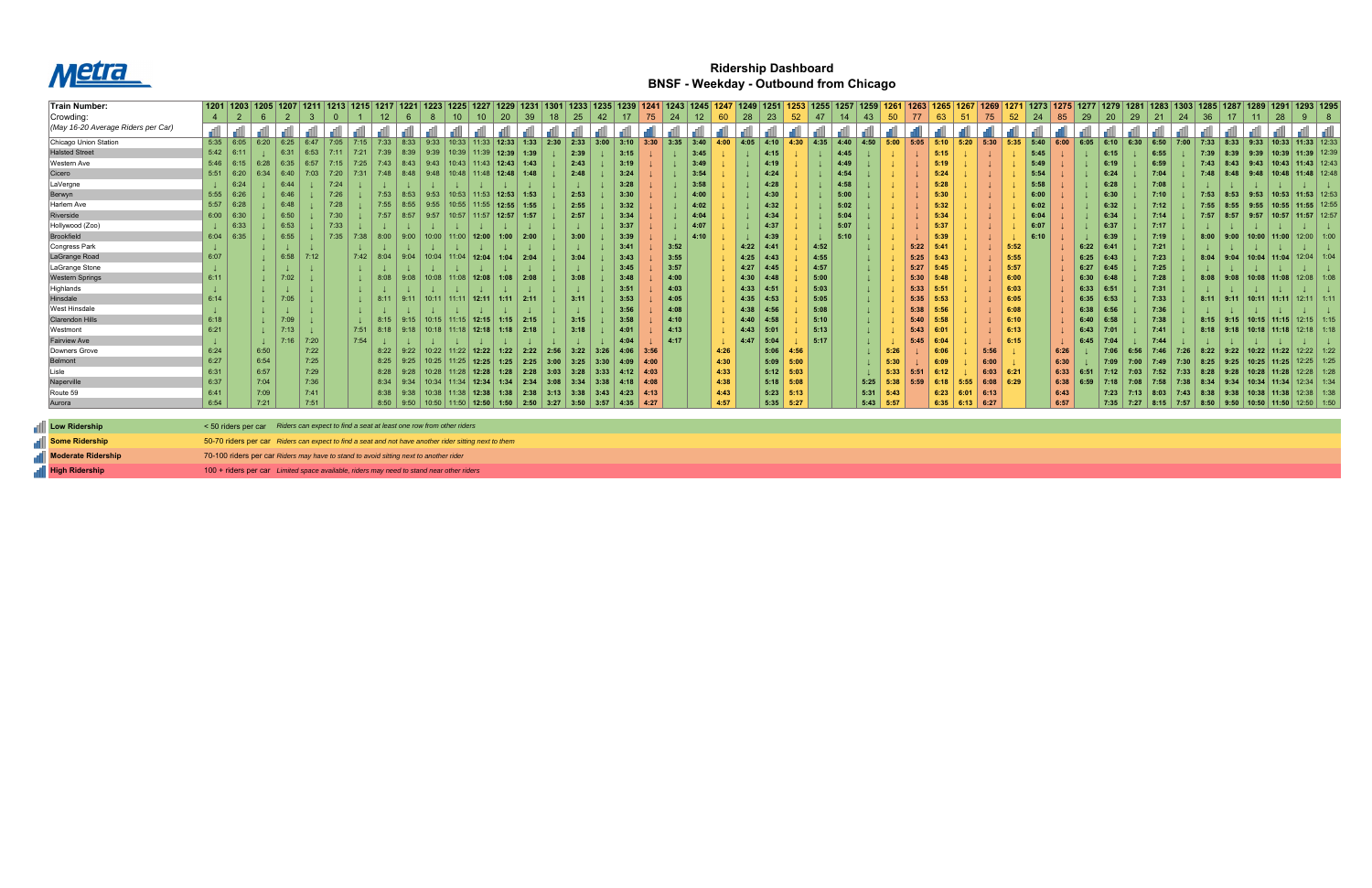# Ridership Dashboard

## BNSF - Weekday - Outbound from Chicago

| Train Number: | 1201 | 1203 | 1205 | 1207 | 1211 | 1213 | 1215 | 1217 | 1221 | 1223 | 1225 | 1227 | 1229 | 1231 | 1301 | 1233 | 1235 | 1239 | 1241 | 1243 | 1245 | 1247 | 1249 | 1251 | 1253 | 1255 | 1257 | 1259 | 1261 | 1263 | 1265 | 1267 | 1269 | 1271 | 1273 | 1275 | 1277 | 1279 | 1281 | 1283 | 1303 | 1285 | 1287 | 1289 | 1291 | 1293 | 1295 |
|---|---|---|---|---|---|---|---|---|---|---|---|---|---|---|---|---|---|---|---|---|---|---|---|---|---|---|---|---|---|---|---|---|---|---|---|---|---|---|---|---|---|---|---|---|---|---|---|
| Crowding: (May 16-20 Average Riders per Car) | 4 | 2 | 6 | 2 | 3 | 0 | 1 | 12 | 6 | 8 | 10 | 10 | 20 | 39 | 18 | 25 | 42 | 17 | 75 | 24 | 12 | 60 | 28 | 23 | 52 | 47 | 14 | 43 | 50 | 77 | 63 | 51 | 75 | 52 | 24 | 85 | 29 | 20 | 29 | 21 | 24 | 36 | 17 | 11 | 28 | 9 | 8 |
| Chicago Union Station | 5:35 | 6:05 | 6:20 | 6:25 | 6:47 | 7:05 | 7:15 | 7:33 | 8:33 | 9:33 | 10:33 | 11:33 | 12:33 | 1:33 | 2:30 | 2:33 | 3:00 | 3:10 | 3:30 | 3:35 | 3:40 | 4:00 | 4:05 | 4:10 | 4:30 | 4:35 | 4:40 | 4:50 | 5:00 | 5:05 | 5:10 | 5:20 | 5:30 | 5:35 | 5:40 | 6:00 | 6:05 | 6:10 | 6:30 | 6:50 | 7:00 | 7:33 | 8:33 | 9:33 | 10:33 | 11:33 | 12:33 |
| Halsted Street | 5:42 | 6:11 | ↓ | 6:31 | 6:53 | 7:11 | 7:21 | 7:39 | 8:39 | 9:39 | 10:39 | 11:39 | 12:39 | 1:39 | ↓ | 2:39 | ↓ | 3:15 | ↓ | ↓ | 3:45 | ↓ | ↓ | 4:15 | ↓ | ↓ | 4:45 | ↓ | ↓ | ↓ | 5:15 | ↓ | ↓ | ↓ | 5:45 | ↓ | ↓ | 6:15 | ↓ | 6:55 | ↓ | 7:39 | 8:39 | 9:39 | 10:39 | 11:39 | 12:39 |
| Western Ave | 5:46 | 6:15 | 6:28 | 6:35 | 6:57 | 7:15 | 7:25 | 7:43 | 8:43 | 9:43 | 10:43 | 11:43 | 12:43 | 1:43 | ↓ | 2:43 | ↓ | 3:19 | ↓ | ↓ | 3:49 | ↓ | ↓ | 4:19 | ↓ | ↓ | 4:49 | ↓ | ↓ | ↓ | 5:19 | ↓ | ↓ | ↓ | 5:49 | ↓ | ↓ | 6:19 | ↓ | 6:59 | ↓ | 7:43 | 8:43 | 9:43 | 10:43 | 11:43 | 12:43 |
| Cicero | 5:51 | 6:20 | 6:34 | 6:40 | 7:03 | 7:20 | 7:31 | 7:48 | 8:48 | 9:48 | 10:48 | 11:48 | 12:48 | 1:48 | ↓ | 2:48 | ↓ | 3:24 | ↓ | ↓ | 3:54 | ↓ | ↓ | 4:24 | ↓ | ↓ | 4:54 | ↓ | ↓ | ↓ | 5:24 | ↓ | ↓ | ↓ | 5:54 | ↓ | ↓ | 6:24 | ↓ | 7:04 | ↓ | 7:48 | 8:48 | 9:48 | 10:48 | 11:48 | 12:48 |
| LaVergne | ↓ | 6:24 | ↓ | 6:44 | ↓ | 7:24 | ↓ | ↓ | ↓ | ↓ | ↓ | ↓ | ↓ | ↓ | ↓ | ↓ | ↓ | 3:28 | ↓ | ↓ | 3:58 | ↓ | ↓ | 4:28 | ↓ | ↓ | 4:58 | ↓ | ↓ | ↓ | 5:28 | ↓ | ↓ | ↓ | 5:58 | ↓ | ↓ | 6:28 | ↓ | 7:08 | ↓ | ↓ | ↓ | ↓ | ↓ | ↓ | ↓ |
| Berwyn | 5:55 | 6:26 | ↓ | 6:46 | ↓ | 7:26 | ↓ | 7:53 | 8:53 | 9:53 | 10:53 | 11:53 | 12:53 | 1:53 | ↓ | 2:53 | ↓ | 3:30 | ↓ | ↓ | 4:00 | ↓ | ↓ | 4:30 | ↓ | ↓ | 5:00 | ↓ | ↓ | ↓ | 5:30 | ↓ | ↓ | ↓ | 6:00 | ↓ | ↓ | 6:30 | ↓ | 7:10 | ↓ | 7:53 | 8:53 | 9:53 | 10:53 | 11:53 | 12:53 |
| Harlem Ave | 5:57 | 6:28 | ↓ | 6:48 | ↓ | 7:28 | ↓ | 7:55 | 8:55 | 9:55 | 10:55 | 11:55 | 12:55 | 1:55 | ↓ | 2:55 | ↓ | 3:32 | ↓ | ↓ | 4:02 | ↓ | ↓ | 4:32 | ↓ | ↓ | 5:02 | ↓ | ↓ | ↓ | 5:32 | ↓ | ↓ | ↓ | 6:02 | ↓ | ↓ | 6:32 | ↓ | 7:12 | ↓ | 7:55 | 8:55 | 9:55 | 10:55 | 11:55 | 12:55 |
| Riverside | 6:00 | 6:30 | ↓ | 6:50 | ↓ | 7:30 | ↓ | 7:57 | 8:57 | 9:57 | 10:57 | 11:57 | 12:57 | 1:57 | ↓ | 2:57 | ↓ | 3:34 | ↓ | ↓ | 4:04 | ↓ | ↓ | 4:34 | ↓ | ↓ | 5:04 | ↓ | ↓ | ↓ | 5:34 | ↓ | ↓ | ↓ | 6:04 | ↓ | ↓ | 6:34 | ↓ | 7:14 | ↓ | 7:57 | 8:57 | 9:57 | 10:57 | 11:57 | 12:57 |
| Hollywood (Zoo) | ↓ | 6:33 | ↓ | 6:53 | ↓ | 7:33 | ↓ | ↓ | ↓ | ↓ | ↓ | ↓ | ↓ | ↓ | ↓ | ↓ | ↓ | 3:37 | ↓ | ↓ | 4:07 | ↓ | ↓ | 4:37 | ↓ | ↓ | 5:07 | ↓ | ↓ | ↓ | 5:37 | ↓ | ↓ | ↓ | 6:07 | ↓ | ↓ | 6:37 | ↓ | 7:17 | ↓ | ↓ | ↓ | ↓ | ↓ | ↓ | ↓ |
| Brookfield | 6:04 | 6:35 | ↓ | 6:55 | ↓ | 7:35 | 7:38 | 8:00 | 9:00 | 10:00 | 11:00 | 12:00 | 1:00 | 2:00 | ↓ | 3:00 | ↓ | 3:39 | ↓ | ↓ | 4:10 | ↓ | ↓ | 4:39 | ↓ | ↓ | 5:10 | ↓ | ↓ | ↓ | 5:39 | ↓ | ↓ | ↓ | 6:10 | ↓ | ↓ | 6:39 | ↓ | 7:19 | ↓ | 8:00 | 9:00 | 10:00 | 11:00 | 12:00 | 1:00 |
| Congress Park | ↓ | | ↓ | ↓ | ↓ | | ↓ | ↓ | ↓ | ↓ | ↓ | ↓ | ↓ | ↓ | ↓ | ↓ | ↓ | 3:41 | ↓ | 3:52 | | ↓ | 4:22 | 4:41 | ↓ | 4:52 | | ↓ | ↓ | 5:22 | 5:41 | ↓ | ↓ | 5:52 | | ↓ | 6:22 | 6:41 | ↓ | 7:21 | ↓ | ↓ | ↓ | ↓ | ↓ | ↓ | ↓ |
| LaGrange Road | 6:07 | | ↓ | 6:58 | 7:12 | | 7:42 | 8:04 | 9:04 | 10:04 | 11:04 | 12:04 | 1:04 | 2:04 | ↓ | 3:04 | ↓ | 3:43 | ↓ | 3:55 | | ↓ | 4:25 | 4:43 | ↓ | 4:55 | | ↓ | ↓ | 5:25 | 5:43 | ↓ | ↓ | 5:55 | | ↓ | 6:25 | 6:43 | ↓ | 7:23 | ↓ | 8:04 | 9:04 | 10:04 | 11:04 | 12:04 | 1:04 |
| LaGrange Stone | ↓ | | ↓ | ↓ | ↓ | | ↓ | ↓ | ↓ | ↓ | ↓ | ↓ | ↓ | ↓ | ↓ | ↓ | ↓ | 3:45 | ↓ | 3:57 | | ↓ | 4:27 | 4:45 | ↓ | 4:57 | | ↓ | ↓ | 5:27 | 5:45 | ↓ | ↓ | 5:57 | | ↓ | 6:27 | 6:45 | ↓ | 7:25 | ↓ | ↓ | ↓ | ↓ | ↓ | ↓ | ↓ |
| Western Springs | 6:11 | | ↓ | 7:02 | ↓ | | ↓ | 8:08 | 9:08 | 10:08 | 11:08 | 12:08 | 1:08 | 2:08 | ↓ | 3:08 | ↓ | 3:48 | ↓ | 4:00 | | ↓ | 4:30 | 4:48 | ↓ | 5:00 | | ↓ | ↓ | 5:30 | 5:48 | ↓ | ↓ | 6:00 | | ↓ | 6:30 | 6:48 | ↓ | 7:28 | ↓ | 8:08 | 9:08 | 10:08 | 11:08 | 12:08 | 1:08 |
| Highlands | ↓ | | ↓ | ↓ | ↓ | | ↓ | ↓ | ↓ | ↓ | ↓ | ↓ | ↓ | ↓ | ↓ | ↓ | ↓ | 3:51 | ↓ | 4:03 | | ↓ | 4:33 | 4:51 | ↓ | 5:03 | | ↓ | ↓ | 5:33 | 5:51 | ↓ | ↓ | 6:03 | | ↓ | 6:33 | 6:51 | ↓ | 7:31 | ↓ | ↓ | ↓ | ↓ | ↓ | ↓ | ↓ |
| Hinsdale | 6:14 | | ↓ | 7:05 | ↓ | | ↓ | 8:11 | 9:11 | 10:11 | 11:11 | 12:11 | 1:11 | 2:11 | ↓ | 3:11 | ↓ | 3:53 | ↓ | 4:05 | | ↓ | 4:35 | 4:53 | ↓ | 5:05 | | ↓ | ↓ | 5:35 | 5:53 | ↓ | ↓ | 6:05 | | ↓ | 6:35 | 6:53 | ↓ | 7:33 | ↓ | 8:11 | 9:11 | 10:11 | 11:11 | 12:11 | 1:11 |
| West Hinsdale | ↓ | | ↓ | ↓ | ↓ | | ↓ | ↓ | ↓ | ↓ | ↓ | ↓ | ↓ | ↓ | ↓ | ↓ | ↓ | 3:56 | ↓ | 4:08 | | ↓ | 4:38 | 4:56 | ↓ | 5:08 | | ↓ | ↓ | 5:38 | 5:56 | ↓ | ↓ | 6:08 | | ↓ | 6:38 | 6:56 | ↓ | 7:36 | ↓ | ↓ | ↓ | ↓ | ↓ | ↓ | ↓ |
| Clarendon Hills | 6:18 | | ↓ | 7:09 | ↓ | | ↓ | 8:15 | 9:15 | 10:15 | 11:15 | 12:15 | 1:15 | 2:15 | ↓ | 3:15 | ↓ | 3:58 | ↓ | 4:10 | | ↓ | 4:40 | 4:58 | ↓ | 5:10 | | ↓ | ↓ | 5:40 | 5:58 | ↓ | ↓ | 6:10 | | ↓ | 6:40 | 6:58 | ↓ | 7:38 | ↓ | 8:15 | 9:15 | 10:15 | 11:15 | 12:15 | 1:15 |
| Westmont | 6:21 | | ↓ | 7:13 | ↓ | | 7:51 | 8:18 | 9:18 | 10:18 | 11:18 | 12:18 | 1:18 | 2:18 | ↓ | 3:18 | ↓ | 4:01 | ↓ | 4:13 | | ↓ | 4:43 | 5:01 | ↓ | 5:13 | | ↓ | ↓ | 5:43 | 6:01 | ↓ | ↓ | 6:13 | | ↓ | 6:43 | 7:01 | ↓ | 7:41 | ↓ | 8:18 | 9:18 | 10:18 | 11:18 | 12:18 | 1:18 |
| Fairview Ave | ↓ | | ↓ | 7:16 | 7:20 | | 7:54 | ↓ | ↓ | ↓ | ↓ | ↓ | ↓ | ↓ | ↓ | ↓ | ↓ | 4:04 | ↓ | 4:17 | | ↓ | 4:47 | 5:04 | ↓ | 5:17 | | ↓ | ↓ | 5:45 | 6:04 | ↓ | ↓ | 6:15 | | ↓ | 6:45 | 7:04 | ↓ | 7:44 | ↓ | ↓ | ↓ | ↓ | ↓ | ↓ | ↓ |
| Downers Grove | 6:24 | | 6:50 | | 7:22 | | | 8:22 | 9:22 | 10:22 | 11:22 | 12:22 | 1:22 | 2:22 | 2:56 | 3:22 | 3:26 | 4:06 | 3:56 | | | 4:26 | | 5:06 | 4:56 | | | ↓ | 5:26 | ↓ | 6:06 | ↓ | 5:56 | ↓ | | 6:26 | ↓ | 7:06 | 6:56 | 7:46 | 7:26 | 8:22 | 9:22 | 10:22 | 11:22 | 12:22 | 1:22 |
| Belmont | 6:27 | | 6:54 | | 7:25 | | | 8:25 | 9:25 | 10:25 | 11:25 | 12:25 | 1:25 | 2:25 | 3:00 | 3:25 | 3:30 | 4:09 | 4:00 | | | 4:30 | | 5:09 | 5:00 | | | ↓ | 5:30 | ↓ | 6:09 | ↓ | 6:00 | ↓ | | 6:30 | ↓ | 7:09 | 7:00 | 7:49 | 7:30 | 8:25 | 9:25 | 10:25 | 11:25 | 12:25 | 1:25 |
| Lisle | 6:31 | | 6:57 | | 7:29 | | | 8:28 | 9:28 | 10:28 | 11:28 | 12:28 | 1:28 | 2:28 | 3:03 | 3:28 | 3:33 | 4:12 | 4:03 | | | 4:33 | | 5:12 | 5:03 | | | ↓ | 5:33 | 5:51 | 6:12 | ↓ | 6:03 | 6:21 | | 6:33 | 6:51 | 7:12 | 7:03 | 7:52 | 7:33 | 8:28 | 9:28 | 10:28 | 11:28 | 12:28 | 1:28 |
| Naperville | 6:37 | | 7:04 | | 7:36 | | | 8:34 | 9:34 | 10:34 | 11:34 | 12:34 | 1:34 | 2:34 | 3:08 | 3:34 | 3:38 | 4:18 | 4:08 | | | 4:38 | | 5:18 | 5:08 | | | 5:25 | 5:38 | 5:59 | 6:18 | 5:55 | 6:08 | 6:29 | | 6:38 | 6:59 | 7:18 | 7:08 | 7:58 | 7:38 | 8:34 | 9:34 | 10:34 | 11:34 | 12:34 | 1:34 |
| Route 59 | 6:41 | | 7:09 | | 7:41 | | | 8:38 | 9:38 | 10:38 | 11:38 | 12:38 | 1:38 | 2:38 | 3:13 | 3:38 | 3:43 | 4:23 | 4:13 | | | 4:43 | | 5:23 | 5:13 | | | 5:31 | 5:43 | | 6:23 | 6:01 | 6:13 | | | 6:43 | | 7:23 | 7:13 | 8:03 | 7:43 | 8:38 | 9:38 | 10:38 | 11:38 | 12:38 | 1:38 |
| Aurora | 6:54 | | 7:21 | | 7:51 | | | 8:50 | 9:50 | 10:50 | 11:50 | 12:50 | 1:50 | 2:50 | 3:27 | 3:50 | 3:57 | 4:35 | 4:27 | | | 4:57 | | 5:35 | 5:27 | | | 5:43 | 5:57 | | 6:35 | 6:13 | 6:27 | | | 6:57 | | 7:35 | 7:27 | 8:15 | 7:57 | 8:50 | 9:50 | 10:50 | 11:50 | 12:50 | 1:50 |

**Low Ridership** — < 50 riders per car — *Riders can expect to find a seat at least one row from other riders*

**Some Ridership** — 50-70 riders per car — *Riders can expect to find a seat and not have another rider sitting next to them*

**Moderate Ridership** — 70-100 riders per car — *Riders may have to stand to avoid sitting next to another rider*

**High Ridership** — 100 + riders per car — *Limited space available, riders may need to stand near other riders*